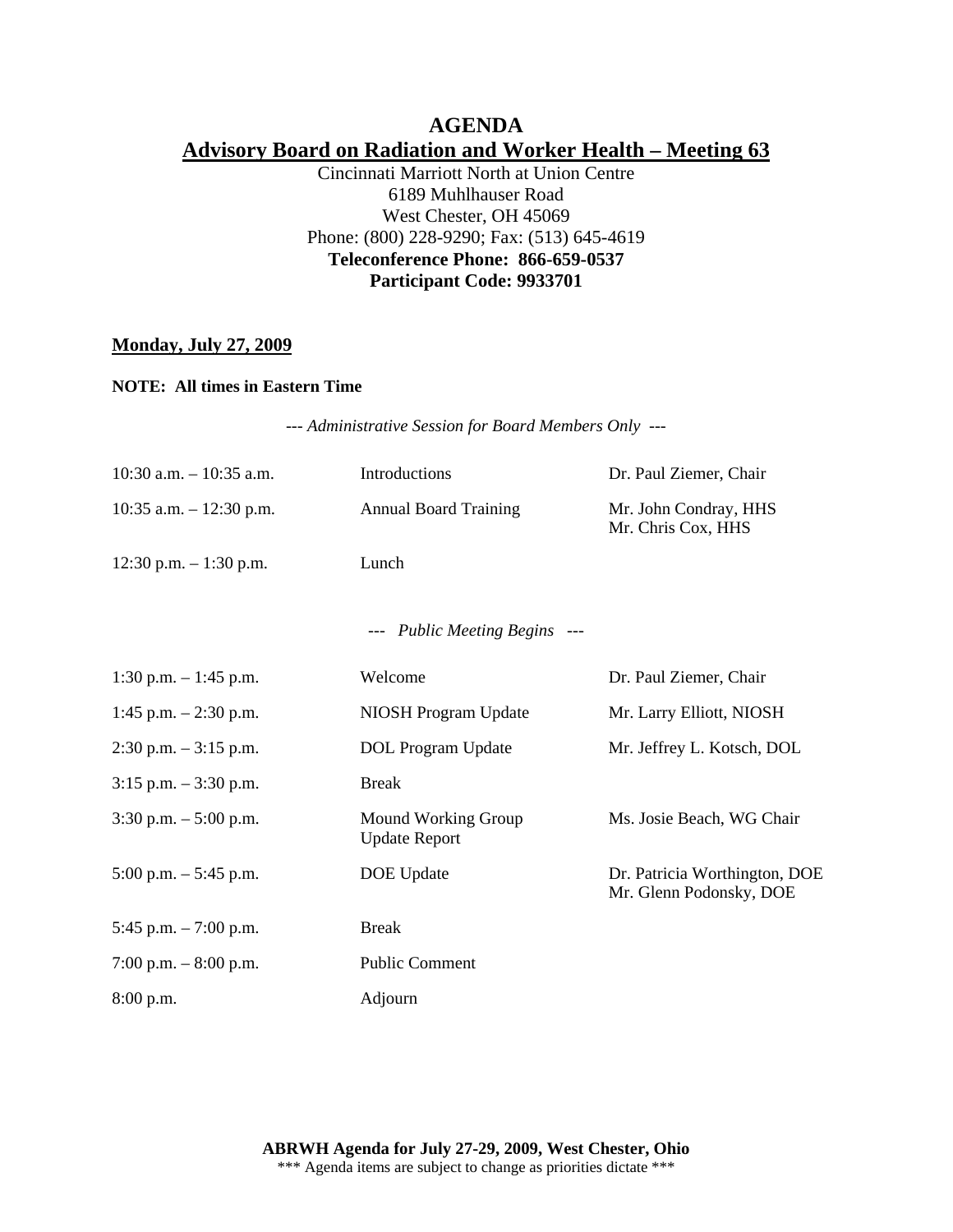# AGENDA

## Advisory Board on Radiation and Worker Health – Meeting 63

Cincinnati Marriott North at Union Centre
6189 Muhlhauser Road
West Chester, OH 45069
Phone: (800) 228-9290; Fax: (513) 645-4619
**Teleconference Phone: 866-659-0537**
**Participant Code: 9933701**

**Monday, July 27, 2009**

**NOTE: All times in Eastern Time**

*--- Administrative Session for Board Members Only ---*

| | | |
|---|---|---|
| 10:30 a.m. – 10:35 a.m. | Introductions | Dr. Paul Ziemer, Chair |
| 10:35 a.m. – 12:30 p.m. | Annual Board Training | Mr. John Condray, HHS<br>Mr. Chris Cox, HHS |
| 12:30 p.m. – 1:30 p.m. | Lunch | |

*--- Public Meeting Begins ---*

| | | |
|---|---|---|
| 1:30 p.m. – 1:45 p.m. | Welcome | Dr. Paul Ziemer, Chair |
| 1:45 p.m. – 2:30 p.m. | NIOSH Program Update | Mr. Larry Elliott, NIOSH |
| 2:30 p.m. – 3:15 p.m. | DOL Program Update | Mr. Jeffrey L. Kotsch, DOL |
| 3:15 p.m. – 3:30 p.m. | Break | |
| 3:30 p.m. – 5:00 p.m. | Mound Working Group Update Report | Ms. Josie Beach, WG Chair |
| 5:00 p.m. – 5:45 p.m. | DOE Update | Dr. Patricia Worthington, DOE<br>Mr. Glenn Podonsky, DOE |
| 5:45 p.m. – 7:00 p.m. | Break | |
| 7:00 p.m. – 8:00 p.m. | Public Comment | |
| 8:00 p.m. | Adjourn | |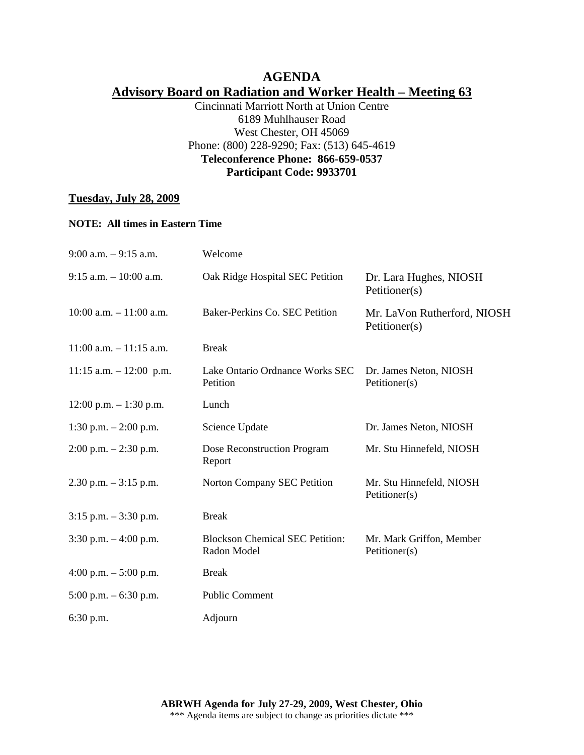# AGENDA

## Advisory Board on Radiation and Worker Health – Meeting 63

Cincinnati Marriott North at Union Centre
6189 Muhlhauser Road
West Chester, OH 45069
Phone: (800) 228-9290; Fax: (513) 645-4619
**Teleconference Phone: 866-659-0537**
**Participant Code: 9933701**

**Tuesday, July 28, 2009**

**NOTE: All times in Eastern Time**

| | | |
|---|---|---|
| 9:00 a.m. – 9:15 a.m. | Welcome | |
| 9:15 a.m. – 10:00 a.m. | Oak Ridge Hospital SEC Petition | Dr. Lara Hughes, NIOSH<br>Petitioner(s) |
| 10:00 a.m. – 11:00 a.m. | Baker-Perkins Co. SEC Petition | Mr. LaVon Rutherford, NIOSH<br>Petitioner(s) |
| 11:00 a.m. – 11:15 a.m. | Break | |
| 11:15 a.m. – 12:00 p.m. | Lake Ontario Ordnance Works SEC Petition | Dr. James Neton, NIOSH<br>Petitioner(s) |
| 12:00 p.m. – 1:30 p.m. | Lunch | |
| 1:30 p.m. – 2:00 p.m. | Science Update | Dr. James Neton, NIOSH |
| 2:00 p.m. – 2:30 p.m. | Dose Reconstruction Program Report | Mr. Stu Hinnefeld, NIOSH |
| 2.30 p.m. – 3:15 p.m. | Norton Company SEC Petition | Mr. Stu Hinnefeld, NIOSH<br>Petitioner(s) |
| 3:15 p.m. – 3:30 p.m. | Break | |
| 3:30 p.m. – 4:00 p.m. | Blockson Chemical SEC Petition: Radon Model | Mr. Mark Griffon, Member<br>Petitioner(s) |
| 4:00 p.m. – 5:00 p.m. | Break | |
| 5:00 p.m. – 6:30 p.m. | Public Comment | |
| 6:30 p.m. | Adjourn | |

**ABRWH Agenda for July 27-29, 2009, West Chester, Ohio**
\*\*\* Agenda items are subject to change as priorities dictate \*\*\*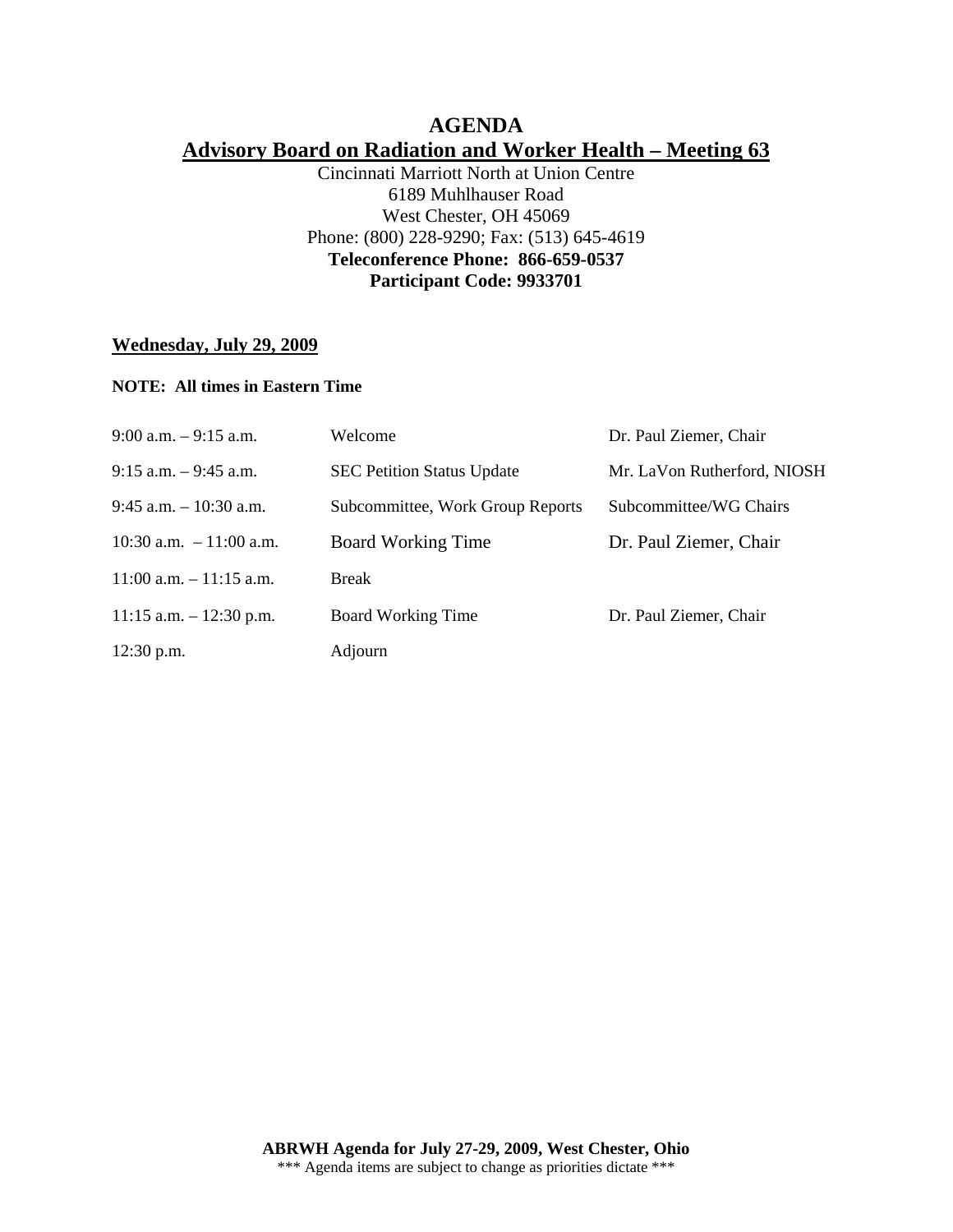# AGENDA

## Advisory Board on Radiation and Worker Health – Meeting 63

Cincinnati Marriott North at Union Centre
6189 Muhlhauser Road
West Chester, OH 45069
Phone: (800) 228-9290; Fax: (513) 645-4619
**Teleconference Phone: 866-659-0537**
**Participant Code: 9933701**

**Wednesday, July 29, 2009**

**NOTE: All times in Eastern Time**

| | | |
|---|---|---|
| 9:00 a.m. – 9:15 a.m. | Welcome | Dr. Paul Ziemer, Chair |
| 9:15 a.m. – 9:45 a.m. | SEC Petition Status Update | Mr. LaVon Rutherford, NIOSH |
| 9:45 a.m. – 10:30 a.m. | Subcommittee, Work Group Reports | Subcommittee/WG Chairs |
| 10:30 a.m. – 11:00 a.m. | Board Working Time | Dr. Paul Ziemer, Chair |
| 11:00 a.m. – 11:15 a.m. | Break | |
| 11:15 a.m. – 12:30 p.m. | Board Working Time | Dr. Paul Ziemer, Chair |
| 12:30 p.m. | Adjourn | |

**ABRWH Agenda for July 27-29, 2009, West Chester, Ohio**
*** Agenda items are subject to change as priorities dictate ***